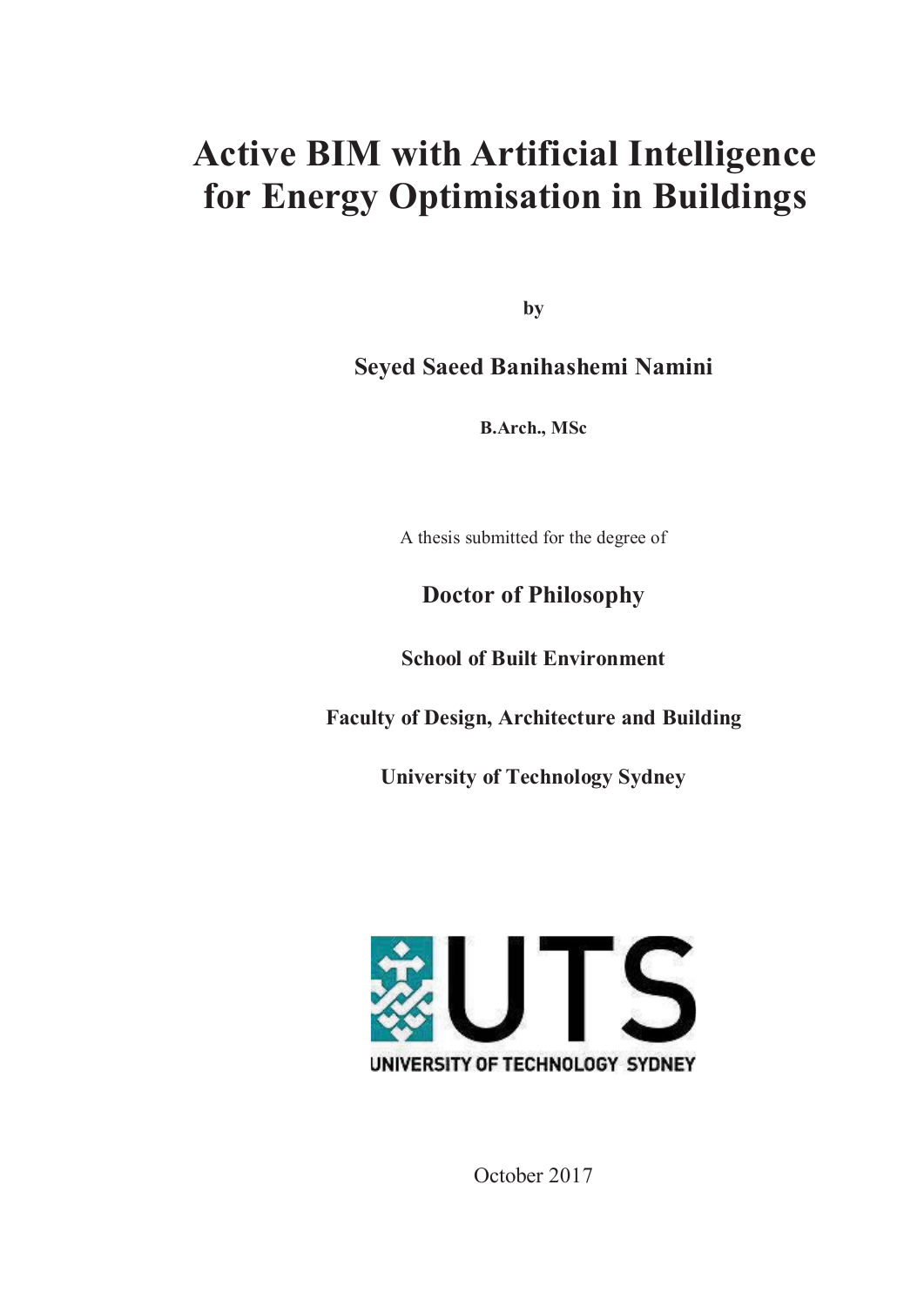# Active BIM with Artificial Intelligence for Energy Optimisation in Buildings

**by**

**Seyed Saeed Banihashemi Namini**

**B.Arch., MSc**

A thesis submitted for the degree of

**Doctor of Philosophy**

**School of Built Environment**

**Faculty of Design, Architecture and Building**

**University of Technology Sydney**

October 2017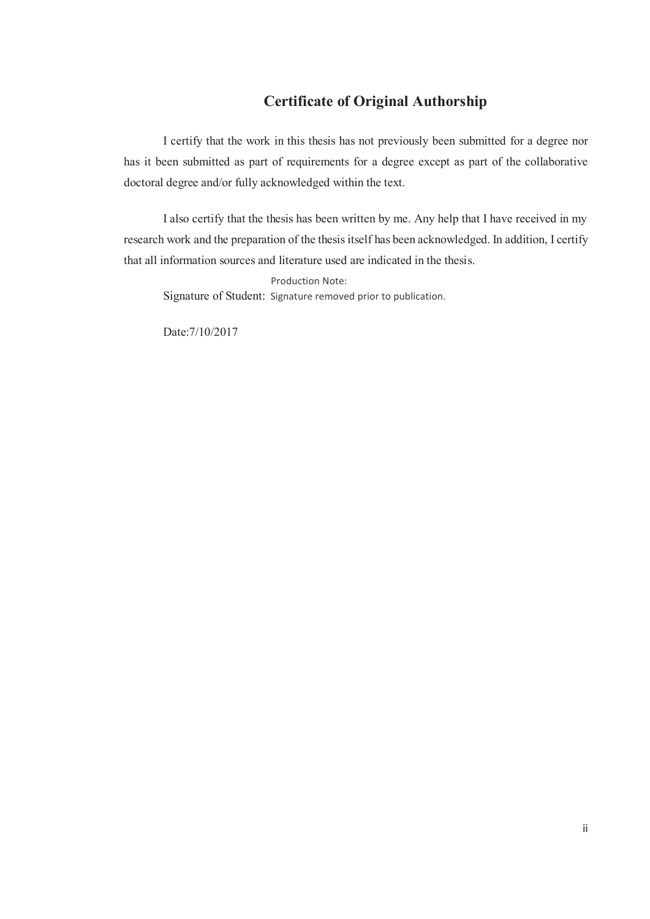# Certificate of Original Authorship

I certify that the work in this thesis has not previously been submitted for a degree nor has it been submitted as part of requirements for a degree except as part of the collaborative doctoral degree and/or fully acknowledged within the text.

I also certify that the thesis has been written by me. Any help that I have received in my research work and the preparation of the thesis itself has been acknowledged. In addition, I certify that all information sources and literature used are indicated in the thesis.

Signature of Student: Production Note: Signature removed prior to publication.

Date:7/10/2017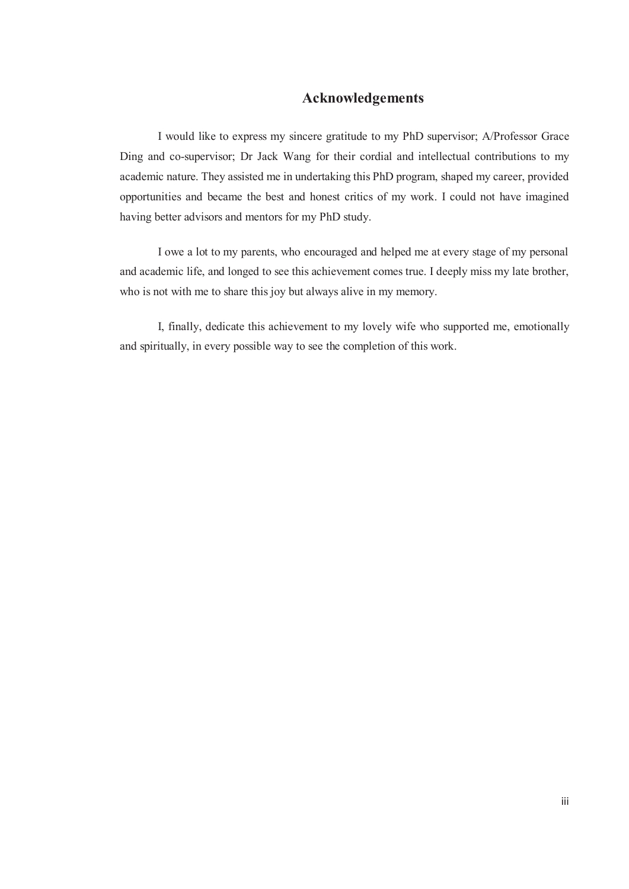# Acknowledgements

I would like to express my sincere gratitude to my PhD supervisor; A/Professor Grace Ding and co-supervisor; Dr Jack Wang for their cordial and intellectual contributions to my academic nature. They assisted me in undertaking this PhD program, shaped my career, provided opportunities and became the best and honest critics of my work. I could not have imagined having better advisors and mentors for my PhD study.

I owe a lot to my parents, who encouraged and helped me at every stage of my personal and academic life, and longed to see this achievement comes true. I deeply miss my late brother, who is not with me to share this joy but always alive in my memory.

I, finally, dedicate this achievement to my lovely wife who supported me, emotionally and spiritually, in every possible way to see the completion of this work.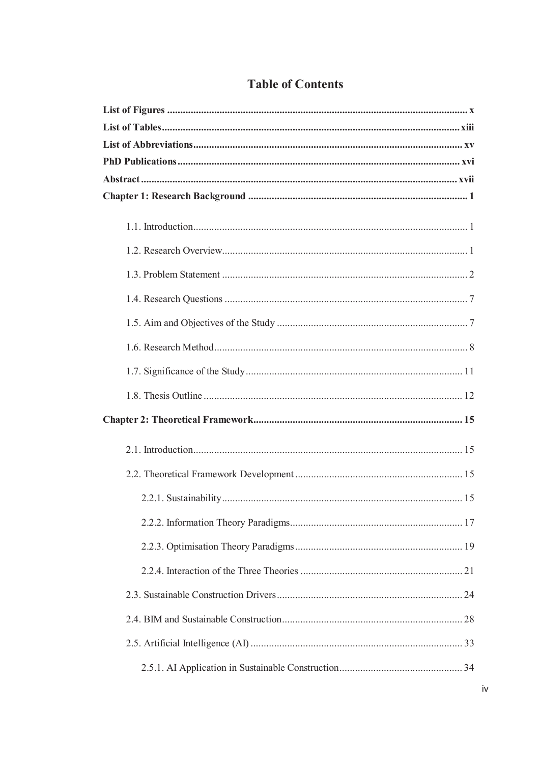# Table of Contents

**List of Figures** ........................................................................................................ **x**

**List of Tables** ........................................................................................................ **xiii**

**List of Abbreviations** ........................................................................................................ **xv**

**PhD Publications** ........................................................................................................ **xvi**

**Abstract** ........................................................................................................ **xvii**

**Chapter 1: Research Background** ........................................................................................................ **1**

1.1. Introduction ........................................................................................................ 1

1.2. Research Overview ........................................................................................................ 1

1.3. Problem Statement ........................................................................................................ 2

1.4. Research Questions ........................................................................................................ 7

1.5. Aim and Objectives of the Study ........................................................................................................ 7

1.6. Research Method ........................................................................................................ 8

1.7. Significance of the Study ........................................................................................................ 11

1.8. Thesis Outline ........................................................................................................ 12

**Chapter 2: Theoretical Framework** ........................................................................................................ **15**

2.1. Introduction ........................................................................................................ 15

2.2. Theoretical Framework Development ........................................................................................................ 15

2.2.1. Sustainability ........................................................................................................ 15

2.2.2. Information Theory Paradigms ........................................................................................................ 17

2.2.3. Optimisation Theory Paradigms ........................................................................................................ 19

2.2.4. Interaction of the Three Theories ........................................................................................................ 21

2.3. Sustainable Construction Drivers ........................................................................................................ 24

2.4. BIM and Sustainable Construction ........................................................................................................ 28

2.5. Artificial Intelligence (AI) ........................................................................................................ 33

2.5.1. AI Application in Sustainable Construction ........................................................................................................ 34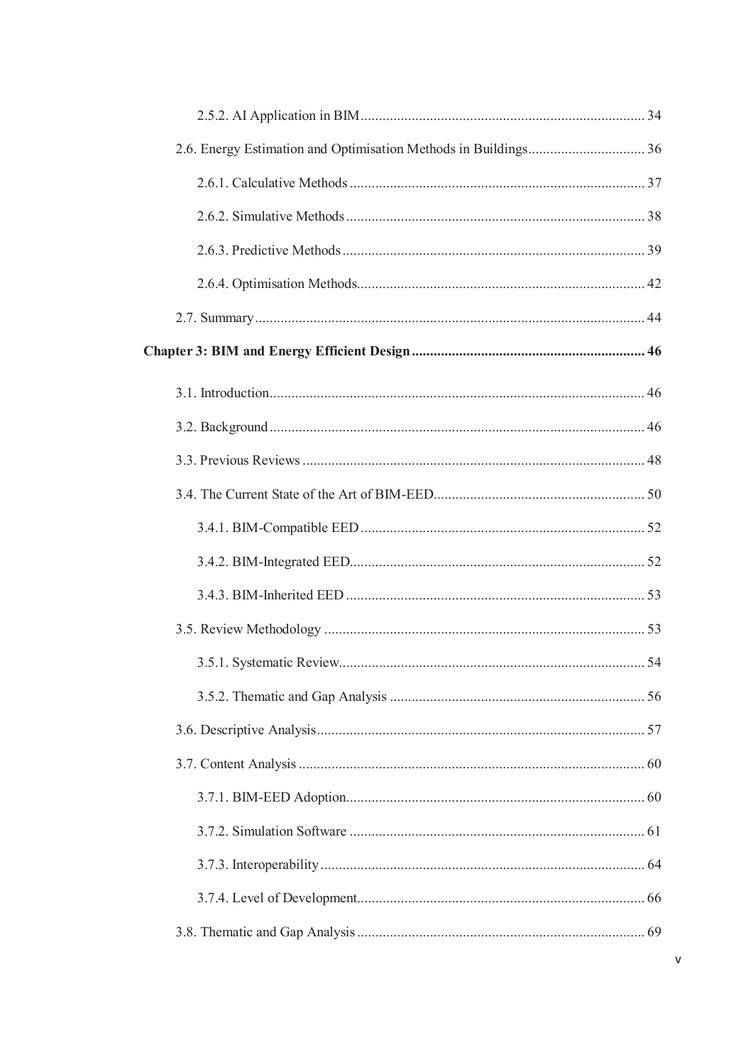2.5.2. AI Application in BIM ........................................................................ 34

2.6. Energy Estimation and Optimisation Methods in Buildings ................................ 36

2.6.1. Calculative Methods ........................................................................ 37

2.6.2. Simulative Methods ........................................................................ 38

2.6.3. Predictive Methods ........................................................................ 39

2.6.4. Optimisation Methods ........................................................................ 42

2.7. Summary ........................................................................ 44

**Chapter 3: BIM and Energy Efficient Design ........................................................................ 46**

3.1. Introduction ........................................................................ 46

3.2. Background ........................................................................ 46

3.3. Previous Reviews ........................................................................ 48

3.4. The Current State of the Art of BIM-EED ........................................................................ 50

3.4.1. BIM-Compatible EED ........................................................................ 52

3.4.2. BIM-Integrated EED ........................................................................ 52

3.4.3. BIM-Inherited EED ........................................................................ 53

3.5. Review Methodology ........................................................................ 53

3.5.1. Systematic Review ........................................................................ 54

3.5.2. Thematic and Gap Analysis ........................................................................ 56

3.6. Descriptive Analysis ........................................................................ 57

3.7. Content Analysis ........................................................................ 60

3.7.1. BIM-EED Adoption ........................................................................ 60

3.7.2. Simulation Software ........................................................................ 61

3.7.3. Interoperability ........................................................................ 64

3.7.4. Level of Development ........................................................................ 66

3.8. Thematic and Gap Analysis ........................................................................ 69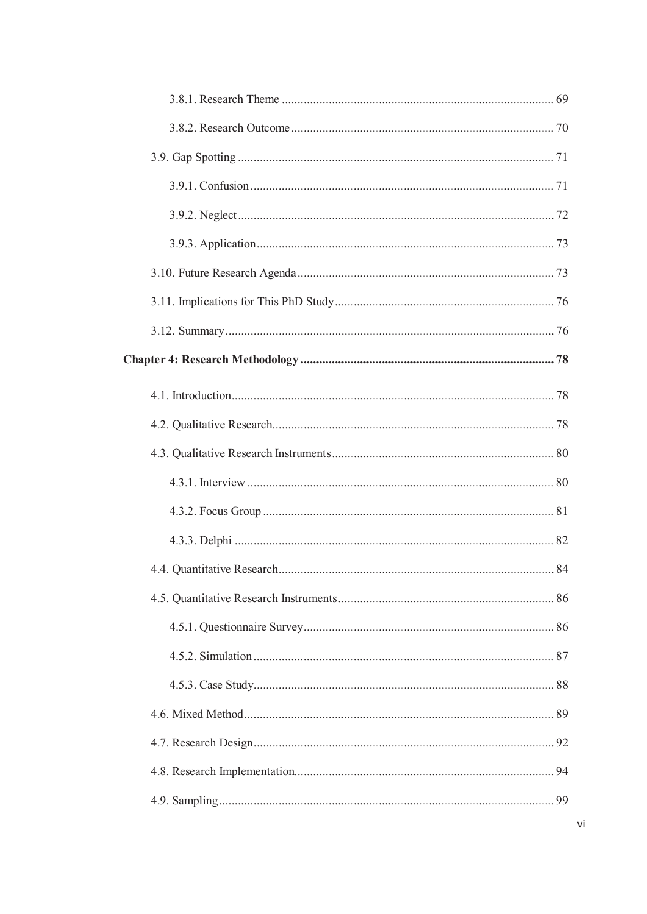3.8.1. Research Theme ........................................................................................ 69

3.8.2. Research Outcome ..................................................................................... 70

3.9. Gap Spotting ..................................................................................................... 71

3.9.1. Confusion .................................................................................................. 71

3.9.2. Neglect ...................................................................................................... 72

3.9.3. Application ................................................................................................ 73

3.10. Future Research Agenda ................................................................................. 73

3.11. Implications for This PhD Study ..................................................................... 76

3.12. Summary ......................................................................................................... 76

**Chapter 4: Research Methodology ................................................................................ 78**

4.1. Introduction ....................................................................................................... 78

4.2. Qualitative Research .......................................................................................... 78

4.3. Qualitative Research Instruments ...................................................................... 80

4.3.1. Interview .................................................................................................... 80

4.3.2. Focus Group ............................................................................................... 81

4.3.3. Delphi ........................................................................................................ 82

4.4. Quantitative Research ........................................................................................ 84

4.5. Quantitative Research Instruments .................................................................... 86

4.5.1. Questionnaire Survey ................................................................................. 86

4.5.2. Simulation .................................................................................................. 87

4.5.3. Case Study ................................................................................................. 88

4.6. Mixed Method ................................................................................................... 89

4.7. Research Design ................................................................................................ 92

4.8. Research Implementation ................................................................................... 94

4.9. Sampling ........................................................................................................... 99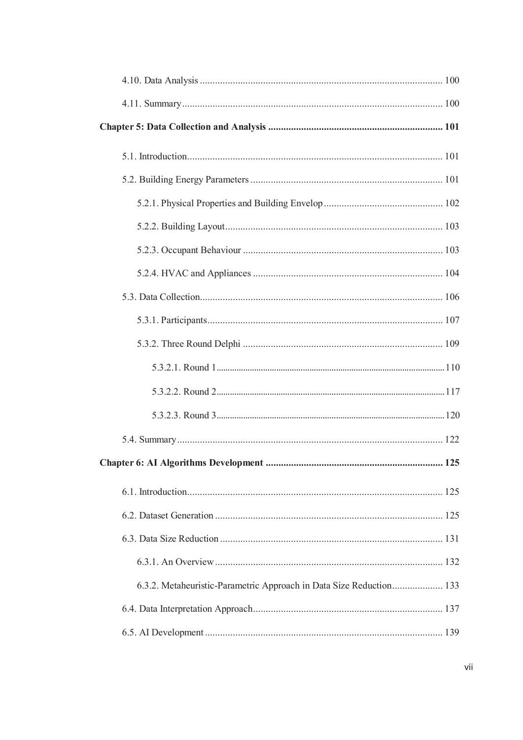4.10. Data Analysis ............................................................................................... 100

4.11. Summary ...................................................................................................... 100

**Chapter 5: Data Collection and Analysis .................................................................... 101**

5.1. Introduction .................................................................................................... 101

5.2. Building Energy Parameters ........................................................................... 101

5.2.1. Physical Properties and Building Envelop .............................................. 102

5.2.2. Building Layout ..................................................................................... 103

5.2.3. Occupant Behaviour .............................................................................. 103

5.2.4. HVAC and Appliances .......................................................................... 104

5.3. Data Collection ............................................................................................... 106

5.3.1. Participants ............................................................................................ 107

5.3.2. Three Round Delphi .............................................................................. 109

5.3.2.1. Round 1 ........................................................................................ 110

5.3.2.2. Round 2 ........................................................................................ 117

5.3.2.3. Round 3 ........................................................................................ 120

5.4. Summary ........................................................................................................ 122

**Chapter 6: AI Algorithms Development ..................................................................... 125**

6.1. Introduction .................................................................................................... 125

6.2. Dataset Generation ......................................................................................... 125

6.3. Data Size Reduction ....................................................................................... 131

6.3.1. An Overview ......................................................................................... 132

6.3.2. Metaheuristic-Parametric Approach in Data Size Reduction .................... 133

6.4. Data Interpretation Approach .......................................................................... 137

6.5. AI Development ............................................................................................. 139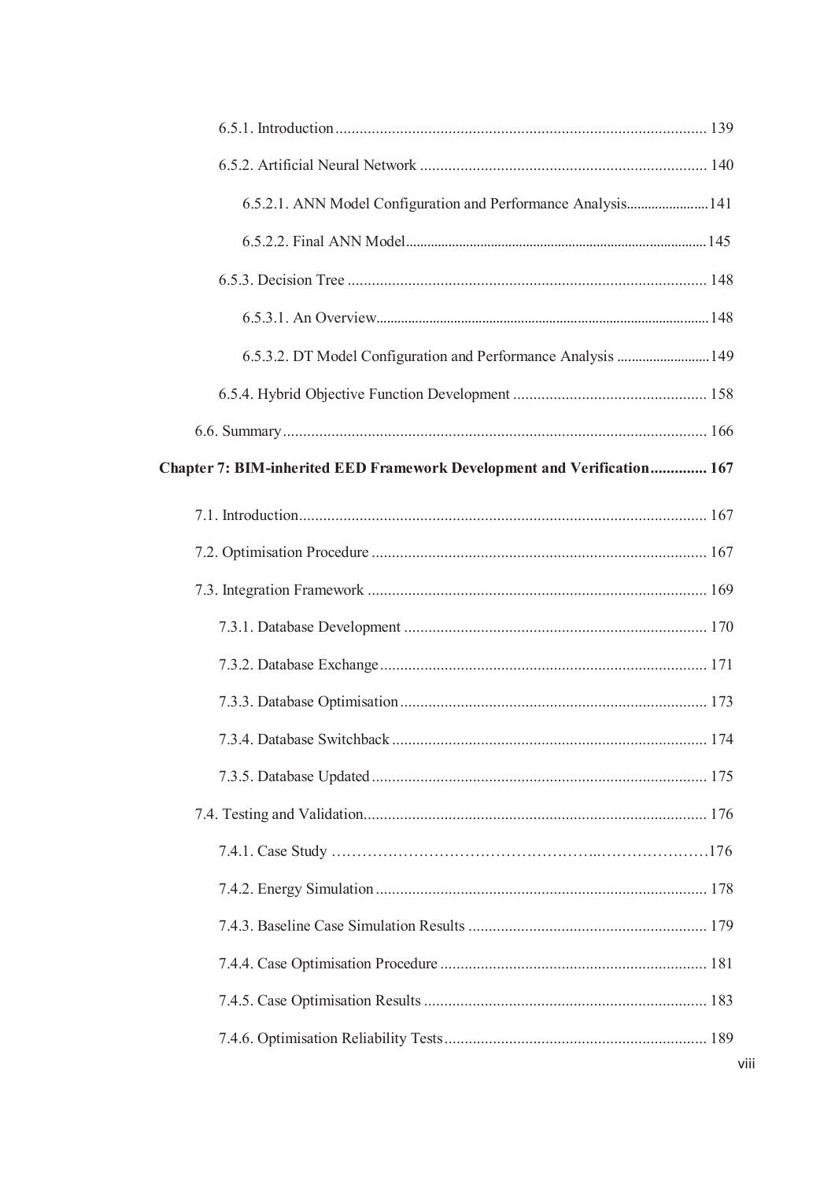6.5.1. Introduction ............................................................................................ 139

6.5.2. Artificial Neural Network ....................................................................... 140

6.5.2.1. ANN Model Configuration and Performance Analysis....................... 141

6.5.2.2. Final ANN Model.................................................................................... 145

6.5.3. Decision Tree ......................................................................................... 148

6.5.3.1. An Overview............................................................................................ 148

6.5.3.2. DT Model Configuration and Performance Analysis ......................... 149

6.5.4. Hybrid Objective Function Development ................................................ 158

6.6. Summary ......................................................................................................... 166

**Chapter 7: BIM-inherited EED Framework Development and Verification............. 167**

7.1. Introduction..................................................................................................... 167

7.2. Optimisation Procedure .................................................................................. 167

7.3. Integration Framework ................................................................................... 169

7.3.1. Database Development ........................................................................... 170

7.3.2. Database Exchange ................................................................................. 171

7.3.3. Database Optimisation ............................................................................ 173

7.3.4. Database Switchback .............................................................................. 174

7.3.5. Database Updated ................................................................................... 175

7.4. Testing and Validation.................................................................................... 176

7.4.1. Case Study ……………………………………………..…………………176

7.4.2. Energy Simulation .................................................................................. 178

7.4.3. Baseline Case Simulation Results ........................................................... 179

7.4.4. Case Optimisation Procedure .................................................................. 181

7.4.5. Case Optimisation Results ...................................................................... 183

7.4.6. Optimisation Reliability Tests ................................................................. 189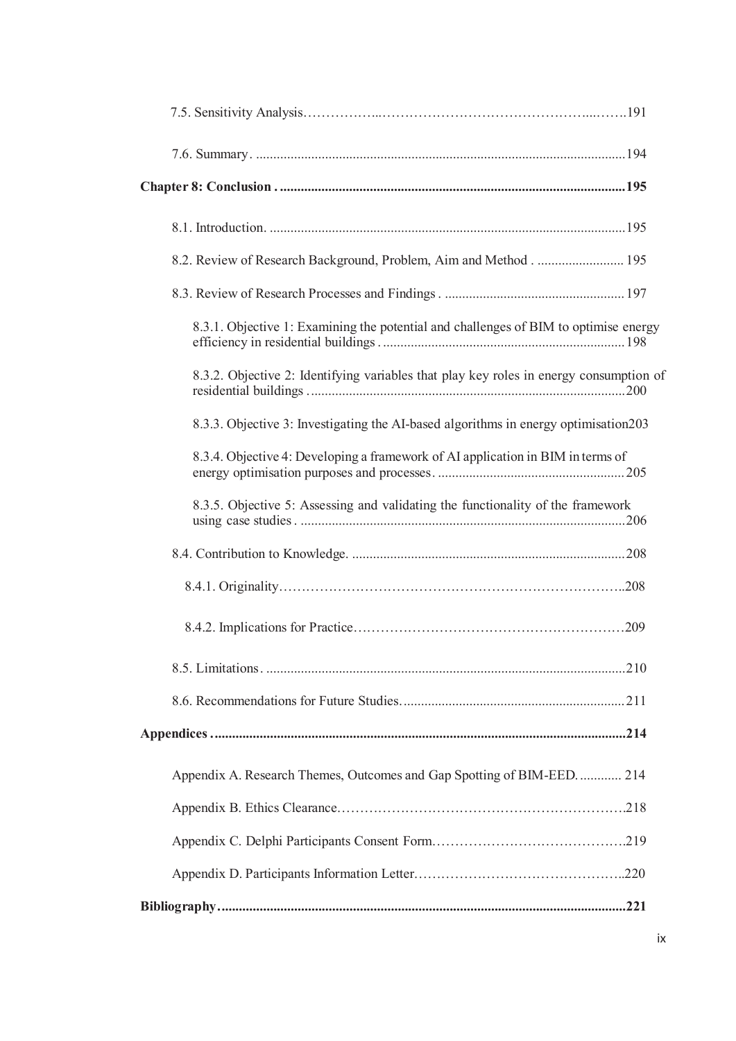7.5. Sensitivity Analysis……………..……………………………………...…….191

7.6. Summary. ..........................................................................................................194

**Chapter 8: Conclusion . .....................................................................................................195**

8.1. Introduction. ......................................................................................................195

8.2. Review of Research Background, Problem, Aim and Method . ......................... 195

8.3. Review of Research Processes and Findings . .................................................... 197

8.3.1. Objective 1: Examining the potential and challenges of BIM to optimise energy efficiency in residential buildings . ..................................................................... 198

8.3.2. Objective 2: Identifying variables that play key roles in energy consumption of residential buildings . .........................................................................................200

8.3.3. Objective 3: Investigating the AI-based algorithms in energy optimisation203

8.3.4. Objective 4: Developing a framework of AI application in BIM in terms of energy optimisation purposes and processes. ...................................................... 205

8.3.5. Objective 5: Assessing and validating the functionality of the framework using case studies . ............................................................................................206

8.4. Contribution to Knowledge. ..............................................................................208

8.4.1. Originality……………………………………………………………………..208

8.4.2. Implications for Practice……………………………………………………209

8.5. Limitations. .......................................................................................................210

8.6. Recommendations for Future Studies. ................................................................ 211

**Appendices .......................................................................................................................214**

Appendix A. Research Themes, Outcomes and Gap Spotting of BIM-EED. ............ 214

Appendix B. Ethics Clearance……………………………………………………….218

Appendix C. Delphi Participants Consent Form…………………………………….219

Appendix D. Participants Information Letter………………………………………..220

**Bibliography....................................................................................................................221**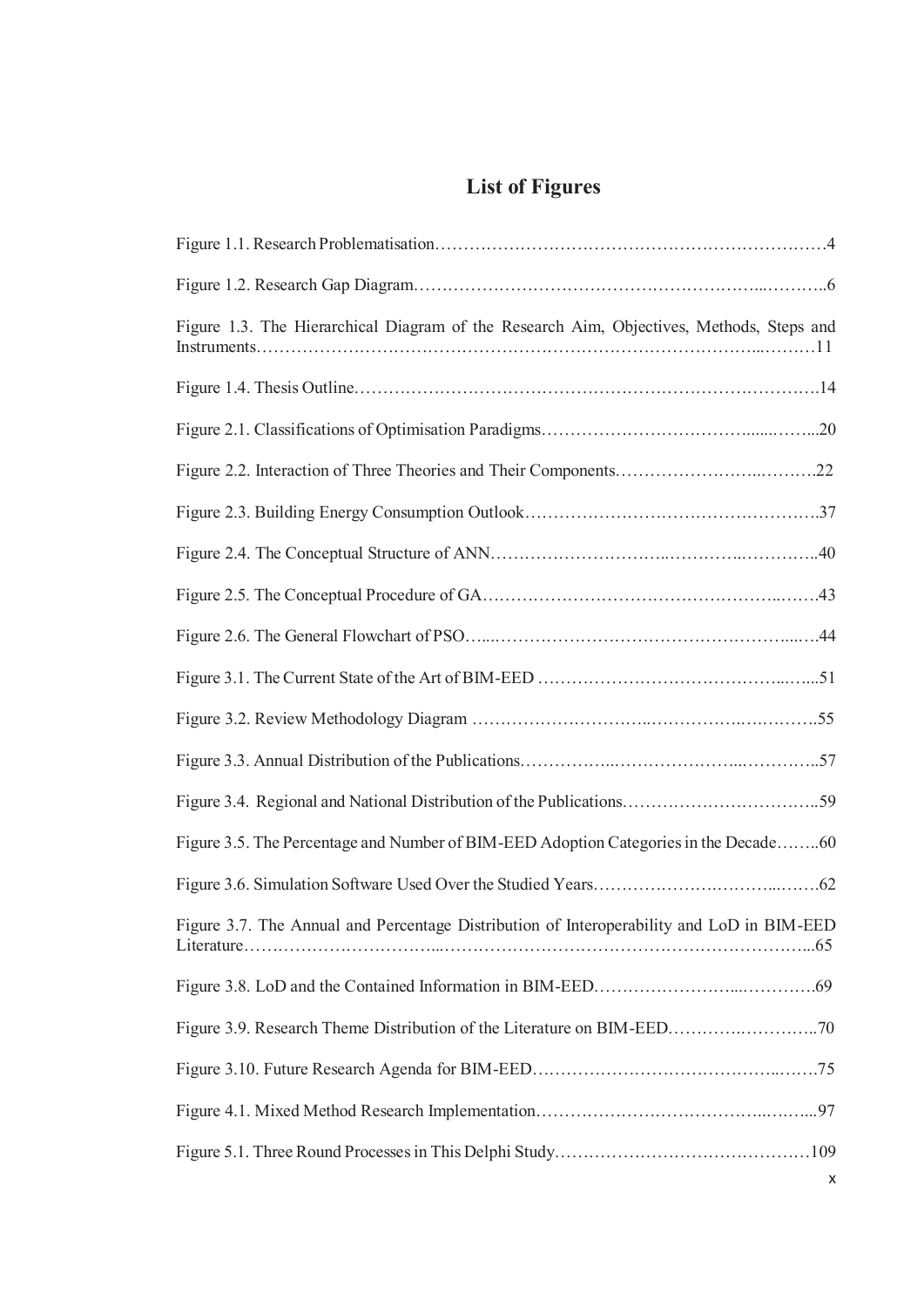# List of Figures

Figure 1.1. Research Problematisation……………………………………………………………………4

Figure 1.2. Research Gap Diagram……………………………………………………...………..6

Figure 1.3. The Hierarchical Diagram of the Research Aim, Objectives, Methods, Steps and Instruments…………………………………………………………………………...………11

Figure 1.4. Thesis Outline……………………………………………………………………….14

Figure 2.1. Classifications of Optimisation Paradigms……………………………......……...20

Figure 2.2. Interaction of Three Theories and Their Components……………………..……….22

Figure 2.3. Building Energy Consumption Outlook…………………………………………….37

Figure 2.4. The Conceptual Structure of ANN…………………………..…………..…………..40

Figure 2.5. The Conceptual Procedure of GA………………………………………………..…….43

Figure 2.6. The General Flowchart of PSO…..……………………………………………....….44

Figure 3.1. The Current State of the Art of BIM-EED ……………………………………...…...51

Figure 3.2. Review Methodology Diagram …………………………..……………….……….55

Figure 3.3. Annual Distribution of the Publications……………..…………………...…………..57

Figure 3.4. Regional and National Distribution of the Publications……………………………..59

Figure 3.5. The Percentage and Number of BIM-EED Adoption Categories in the Decade……..60

Figure 3.6. Simulation Software Used Over the Studied Years……………………………...…….62

Figure 3.7. The Annual and Percentage Distribution of Interoperability and LoD in BIM-EED Literature……………………………...…………………………………………………...65

Figure 3.8. LoD and the Contained Information in BIM-EED…………………….....………….69

Figure 3.9. Research Theme Distribution of the Literature on BIM-EED………….…………..70

Figure 3.10. Future Research Agenda for BIM-EED……………………………………..…….75

Figure 4.1. Mixed Method Research Implementation…………………………………..……...97

Figure 5.1. Three Round Processes in This Delphi Study………………………………………109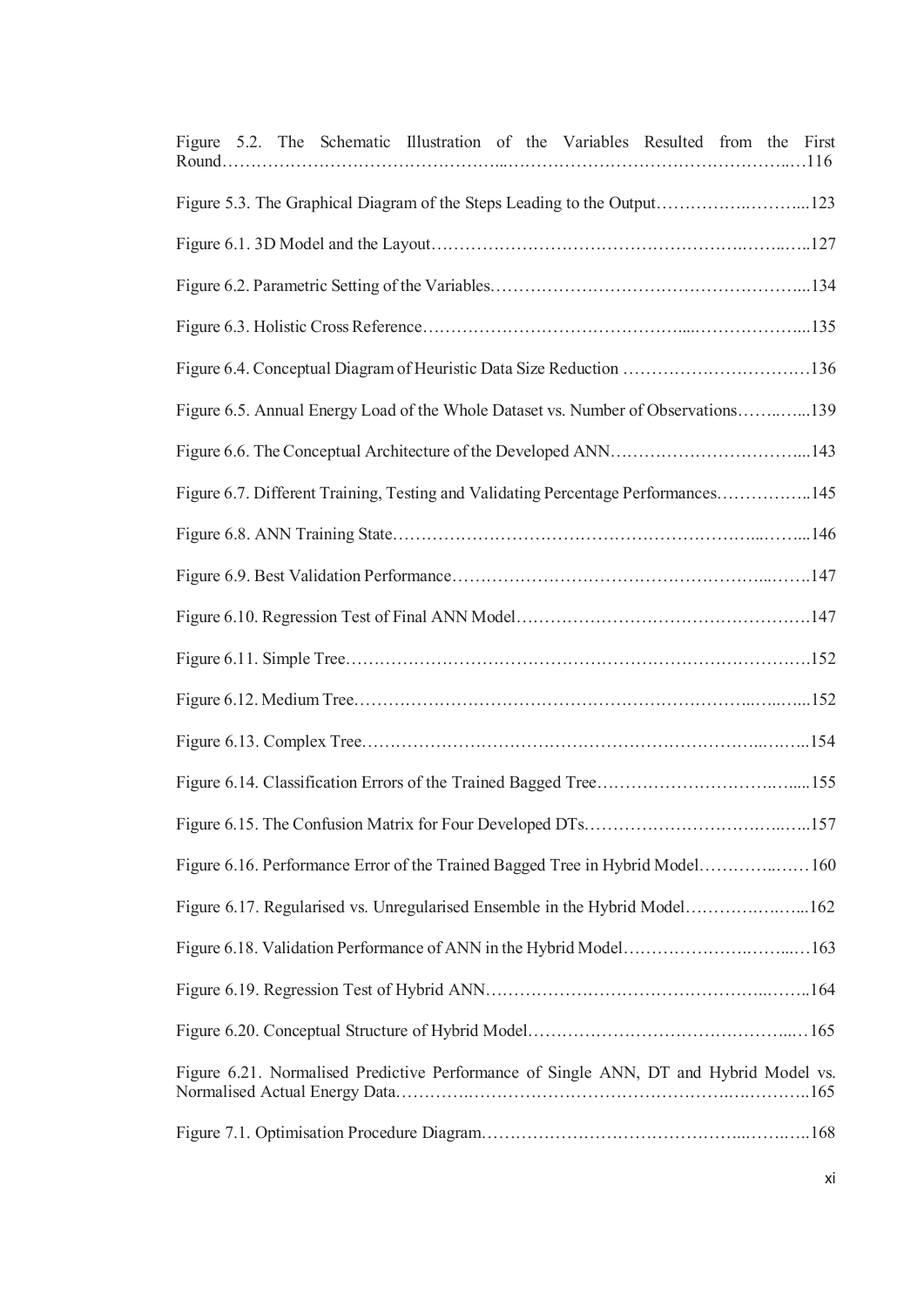Figure 5.2. The Schematic Illustration of the Variables Resulted from the First Round……………………………………………...………………………………………….…116

Figure 5.3. The Graphical Diagram of the Steps Leading to the Output…………….………...123

Figure 6.1. 3D Model and the Layout……………………………………………….……..…..127

Figure 6.2. Parametric Setting of the Variables………………………………………………...134

Figure 6.3. Holistic Cross Reference…………………………………………....………………...135

Figure 6.4. Conceptual Diagram of Heuristic Data Size Reduction ……………………………136

Figure 6.5. Annual Energy Load of the Whole Dataset vs. Number of Observations……..…...139

Figure 6.6. The Conceptual Architecture of the Developed ANN……………………………....143

Figure 6.7. Different Training, Testing and Validating Percentage Performances……………..145

Figure 6.8. ANN Training State………………………………………………………...……...146

Figure 6.9. Best Validation Performance…………………………………………………...…….147

Figure 6.10. Regression Test of Final ANN Model…………………………………………….147

Figure 6.11. Simple Tree…………………………………………………………………………152

Figure 6.12. Medium Tree…………………………………………………………..…..…...152

Figure 6.13. Complex Tree……………………………………………………………..……..154

Figure 6.14. Classification Errors of the Trained Bagged Tree….………………………….…....155

Figure 6.15. The Confusion Matrix for Four Developed DTs……………………………..…...157

Figure 6.16. Performance Error of the Trained Bagged Tree in Hybrid Model…………..……160

Figure 6.17. Regularised vs. Unregularised Ensemble in the Hybrid Model………….……...162

Figure 6.18. Validation Performance of ANN in the Hybrid Model………………….……...…163

Figure 6.19. Regression Test of Hybrid ANN……………………………………………..……..164

Figure 6.20. Conceptual Structure of Hybrid Model………………………………………...…165

Figure 6.21. Normalised Predictive Performance of Single ANN, DT and Hybrid Model vs. Normalised Actual Energy Data…………………………………………………….………….165

Figure 7.1. Optimisation Procedure Diagram………………………………………..……..…..168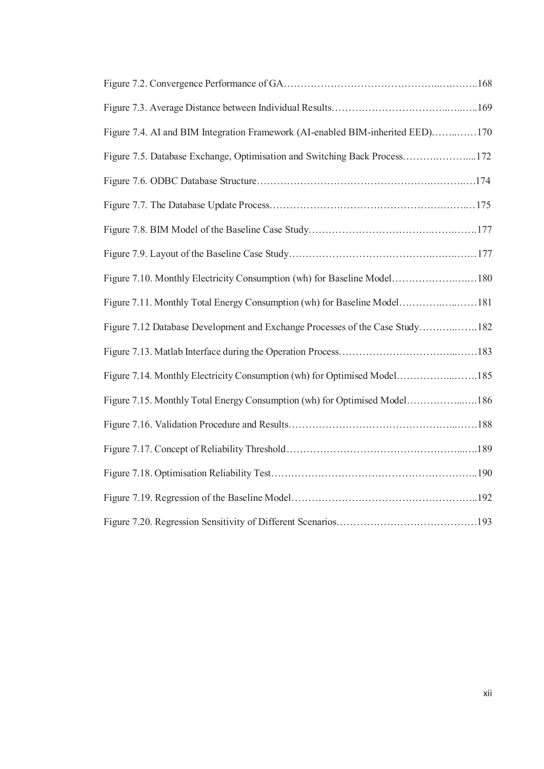Figure 7.2. Convergence Performance of GA……………………………………………..……….168

Figure 7.3. Average Distance between Individual Results……………………………..…..…..169

Figure 7.4. AI and BIM Integration Framework (AI-enabled BIM-inherited EED)……..……170

Figure 7.5. Database Exchange, Optimisation and Switching Back Process……….………....172

Figure 7.6. ODBC Database Structure…………………………………………………….….174

Figure 7.7. The Database Update Process…………………………………………………..…175

Figure 7.8. BIM Model of the Baseline Case Study…………………………………..……..…..177

Figure 7.9. Layout of the Baseline Case Study…………………………………….………….177

Figure 7.10. Monthly Electricity Consumption (wh) for Baseline Model…………………..…180

Figure 7.11. Monthly Total Energy Consumption (wh) for Baseline Model…………..…..……181

Figure 7.12 Database Development and Exchange Processes of the Case Study………..…….182

Figure 7.13. Matlab Interface during the Operation Process………………………………...……183

Figure 7.14. Monthly Electricity Consumption (wh) for Optimised Model……………...……..185

Figure 7.15. Monthly Total Energy Consumption (wh) for Optimised Model……………..….186

Figure 7.16. Validation Procedure and Results…………………………………………...……188

Figure 7.17. Concept of Reliability Threshold……………………………………………...….189

Figure 7.18. Optimisation Reliability Test………………………………………………………..190

Figure 7.19. Regression of the Baseline Model………………………………………………..192

Figure 7.20. Regression Sensitivity of Different Scenarios……………………………………193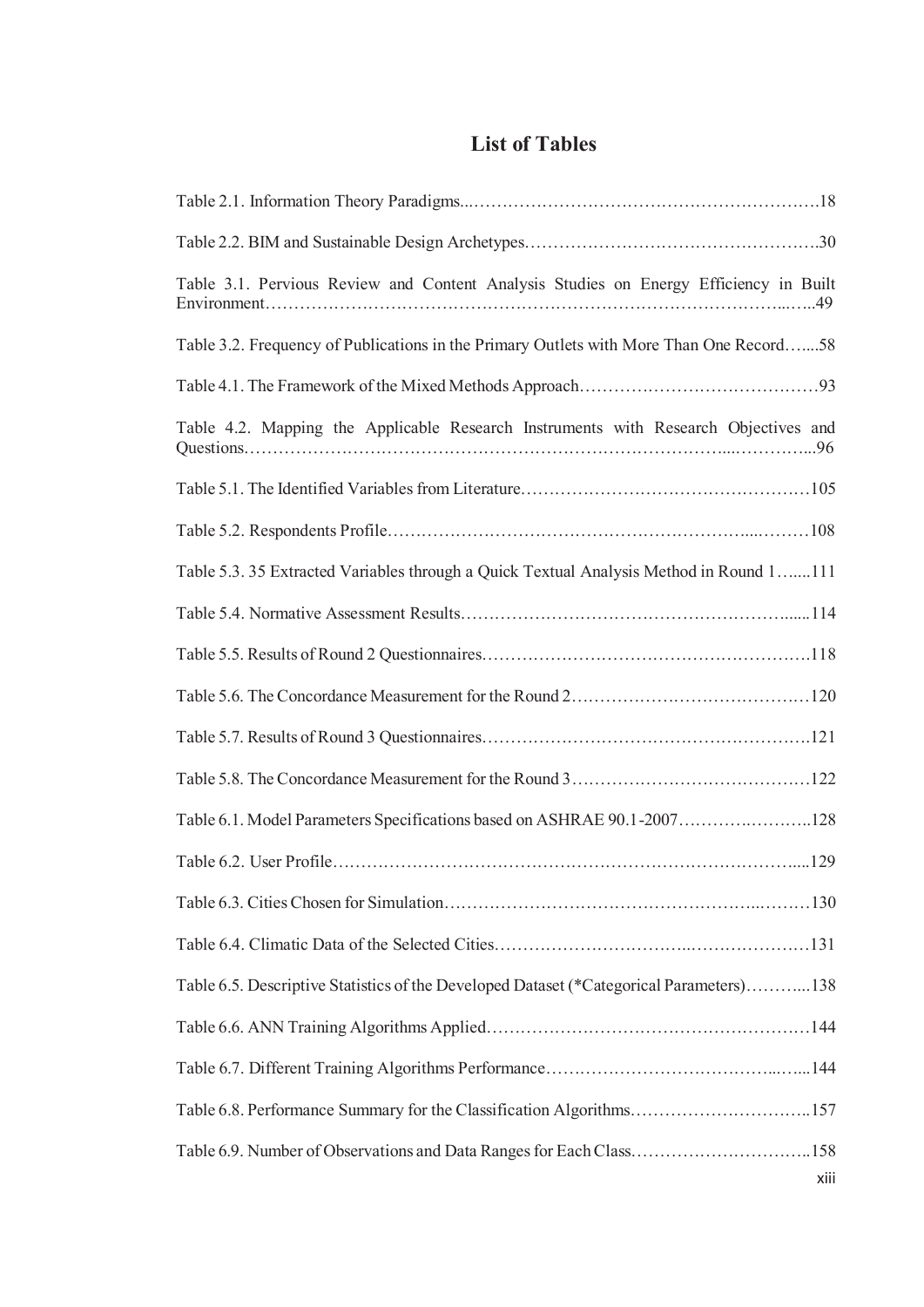# List of Tables

Table 2.1. Information Theory Paradigms...........................................................18

Table 2.2. BIM and Sustainable Design Archetypes...........................................30

Table 3.1. Pervious Review and Content Analysis Studies on Energy Efficiency in Built Environment.............................................................................................49

Table 3.2. Frequency of Publications in the Primary Outlets with More Than One Record.......58

Table 4.1. The Framework of the Mixed Methods Approach...................................93

Table 4.2. Mapping the Applicable Research Instruments with Research Objectives and Questions.....................................................................................................96

Table 5.1. The Identified Variables from Literature.............................................105

Table 5.2. Respondents Profile........................................................................108

Table 5.3. 35 Extracted Variables through a Quick Textual Analysis Method in Round 1.......111

Table 5.4. Normative Assessment Results.........................................................114

Table 5.5. Results of Round 2 Questionnaires....................................................118

Table 5.6. The Concordance Measurement for the Round 2...................................120

Table 5.7. Results of Round 3 Questionnaires....................................................121

Table 5.8. The Concordance Measurement for the Round 3...................................122

Table 6.1. Model Parameters Specifications based on ASHRAE 90.1-2007.....................128

Table 6.2. User Profile.....................................................................................129

Table 6.3. Cities Chosen for Simulation.............................................................130

Table 6.4. Climatic Data of the Selected Cities....................................................131

Table 6.5. Descriptive Statistics of the Developed Dataset (*Categorical Parameters)...........138

Table 6.6. ANN Training Algorithms Applied.......................................................144

Table 6.7. Different Training Algorithms Performance..........................................144

Table 6.8. Performance Summary for the Classification Algorithms..........................157

Table 6.9. Number of Observations and Data Ranges for Each Class..........................158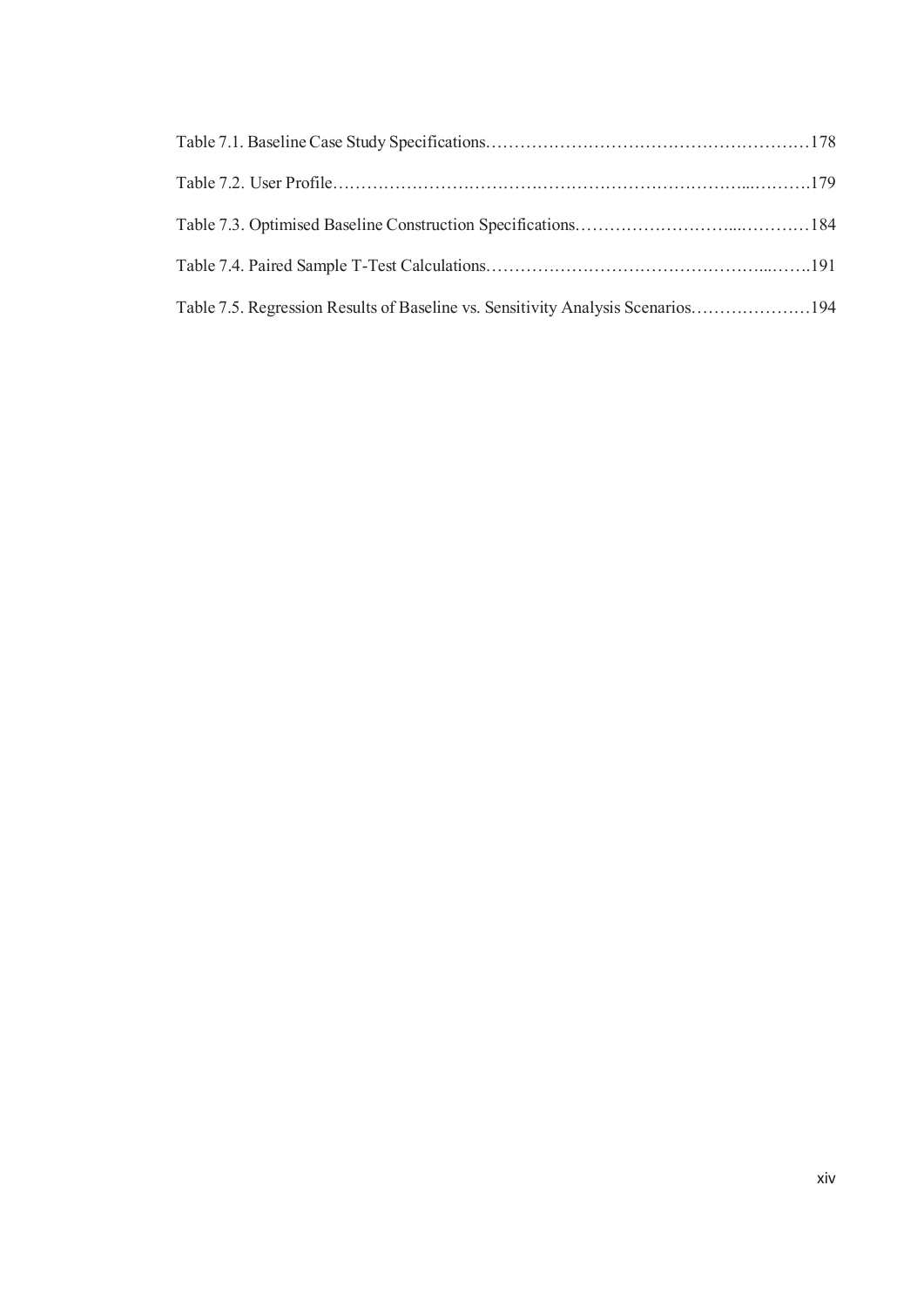Table 7.1. Baseline Case Study Specifications……………………………………………………178

Table 7.2. User Profile……………………………………………………………………...……….179

Table 7.3. Optimised Baseline Construction Specifications………………………...…………184

Table 7.4. Paired Sample T-Test Calculations…………………………………………...…….191

Table 7.5. Regression Results of Baseline vs. Sensitivity Analysis Scenarios…………………194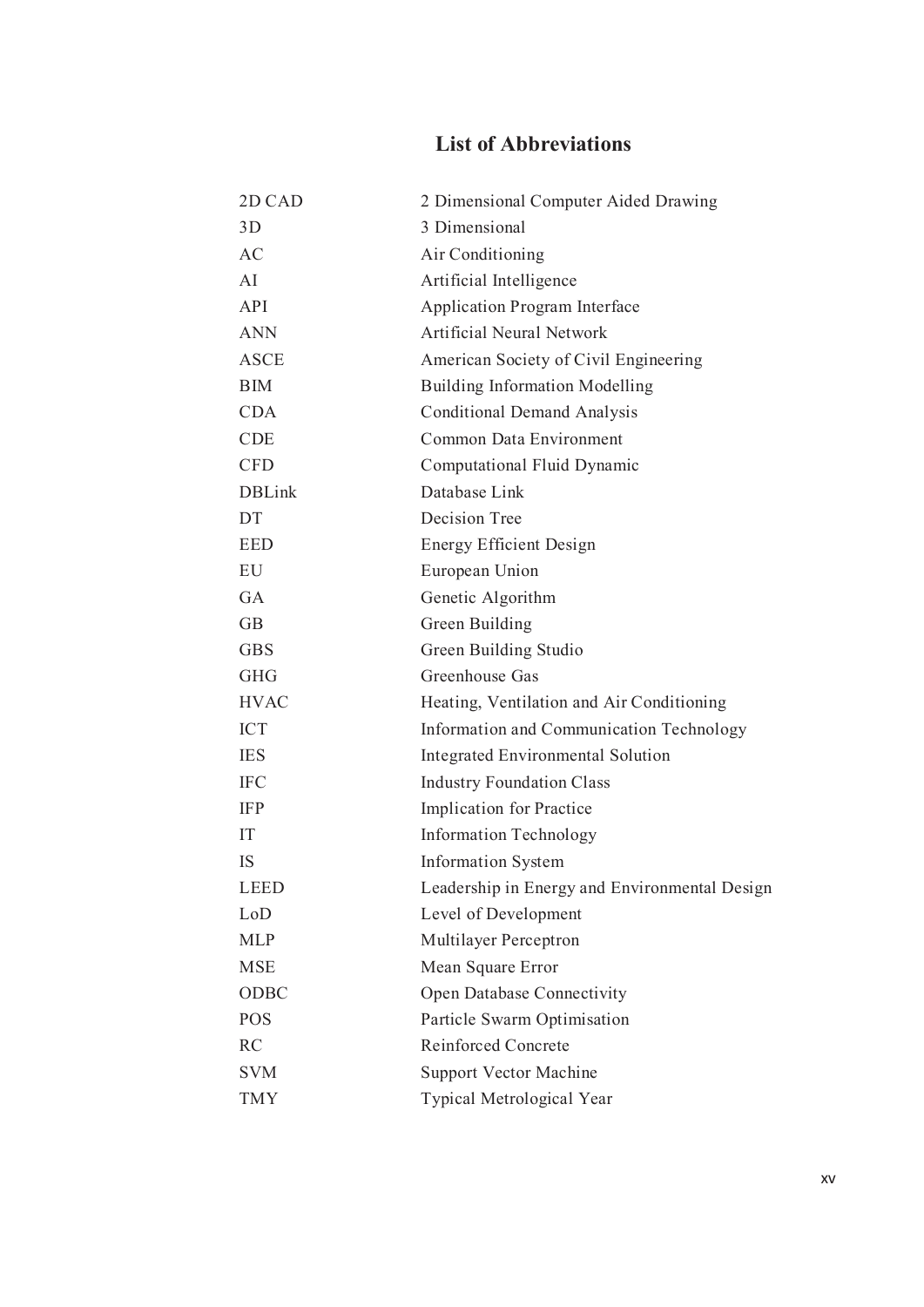# List of Abbreviations

| | |
|---|---|
| 2D CAD | 2 Dimensional Computer Aided Drawing |
| 3D | 3 Dimensional |
| AC | Air Conditioning |
| AI | Artificial Intelligence |
| API | Application Program Interface |
| ANN | Artificial Neural Network |
| ASCE | American Society of Civil Engineering |
| BIM | Building Information Modelling |
| CDA | Conditional Demand Analysis |
| CDE | Common Data Environment |
| CFD | Computational Fluid Dynamic |
| DBLink | Database Link |
| DT | Decision Tree |
| EED | Energy Efficient Design |
| EU | European Union |
| GA | Genetic Algorithm |
| GB | Green Building |
| GBS | Green Building Studio |
| GHG | Greenhouse Gas |
| HVAC | Heating, Ventilation and Air Conditioning |
| ICT | Information and Communication Technology |
| IES | Integrated Environmental Solution |
| IFC | Industry Foundation Class |
| IFP | Implication for Practice |
| IT | Information Technology |
| IS | Information System |
| LEED | Leadership in Energy and Environmental Design |
| LoD | Level of Development |
| MLP | Multilayer Perceptron |
| MSE | Mean Square Error |
| ODBC | Open Database Connectivity |
| POS | Particle Swarm Optimisation |
| RC | Reinforced Concrete |
| SVM | Support Vector Machine |
| TMY | Typical Metrological Year |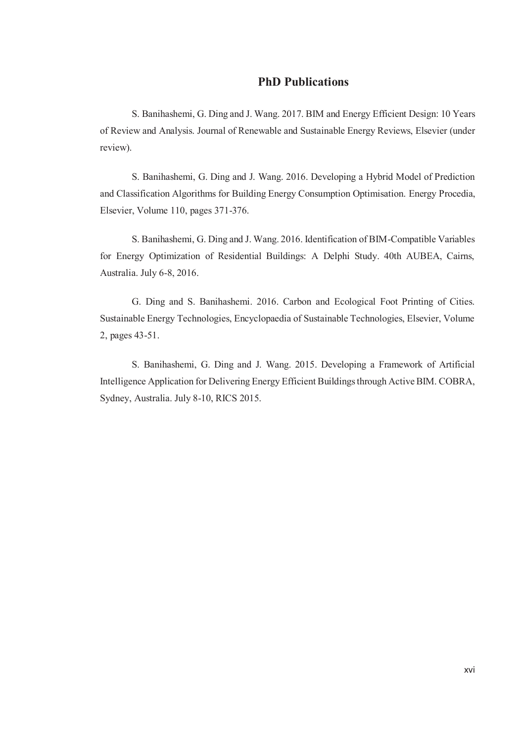# PhD Publications

S. Banihashemi, G. Ding and J. Wang. 2017. BIM and Energy Efficient Design: 10 Years of Review and Analysis. Journal of Renewable and Sustainable Energy Reviews, Elsevier (under review).

S. Banihashemi, G. Ding and J. Wang. 2016. Developing a Hybrid Model of Prediction and Classification Algorithms for Building Energy Consumption Optimisation. Energy Procedia, Elsevier, Volume 110, pages 371-376.

S. Banihashemi, G. Ding and J. Wang. 2016. Identification of BIM-Compatible Variables for Energy Optimization of Residential Buildings: A Delphi Study. 40th AUBEA, Cairns, Australia. July 6-8, 2016.

G. Ding and S. Banihashemi. 2016. Carbon and Ecological Foot Printing of Cities. Sustainable Energy Technologies, Encyclopaedia of Sustainable Technologies, Elsevier, Volume 2, pages 43-51.

S. Banihashemi, G. Ding and J. Wang. 2015. Developing a Framework of Artificial Intelligence Application for Delivering Energy Efficient Buildings through Active BIM. COBRA, Sydney, Australia. July 8-10, RICS 2015.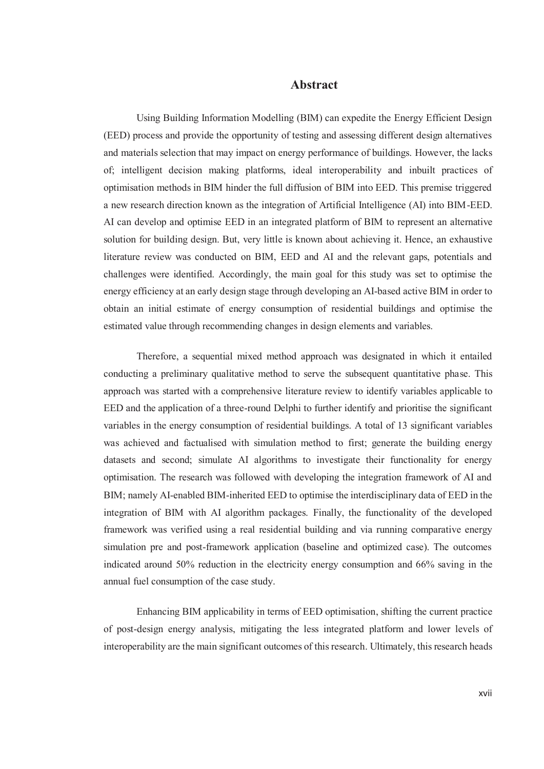# Abstract

Using Building Information Modelling (BIM) can expedite the Energy Efficient Design (EED) process and provide the opportunity of testing and assessing different design alternatives and materials selection that may impact on energy performance of buildings. However, the lacks of; intelligent decision making platforms, ideal interoperability and inbuilt practices of optimisation methods in BIM hinder the full diffusion of BIM into EED. This premise triggered a new research direction known as the integration of Artificial Intelligence (AI) into BIM-EED. AI can develop and optimise EED in an integrated platform of BIM to represent an alternative solution for building design. But, very little is known about achieving it. Hence, an exhaustive literature review was conducted on BIM, EED and AI and the relevant gaps, potentials and challenges were identified. Accordingly, the main goal for this study was set to optimise the energy efficiency at an early design stage through developing an AI-based active BIM in order to obtain an initial estimate of energy consumption of residential buildings and optimise the estimated value through recommending changes in design elements and variables.

Therefore, a sequential mixed method approach was designated in which it entailed conducting a preliminary qualitative method to serve the subsequent quantitative phase. This approach was started with a comprehensive literature review to identify variables applicable to EED and the application of a three-round Delphi to further identify and prioritise the significant variables in the energy consumption of residential buildings. A total of 13 significant variables was achieved and factualised with simulation method to first; generate the building energy datasets and second; simulate AI algorithms to investigate their functionality for energy optimisation. The research was followed with developing the integration framework of AI and BIM; namely AI-enabled BIM-inherited EED to optimise the interdisciplinary data of EED in the integration of BIM with AI algorithm packages. Finally, the functionality of the developed framework was verified using a real residential building and via running comparative energy simulation pre and post-framework application (baseline and optimized case). The outcomes indicated around 50% reduction in the electricity energy consumption and 66% saving in the annual fuel consumption of the case study.

Enhancing BIM applicability in terms of EED optimisation, shifting the current practice of post-design energy analysis, mitigating the less integrated platform and lower levels of interoperability are the main significant outcomes of this research. Ultimately, this research heads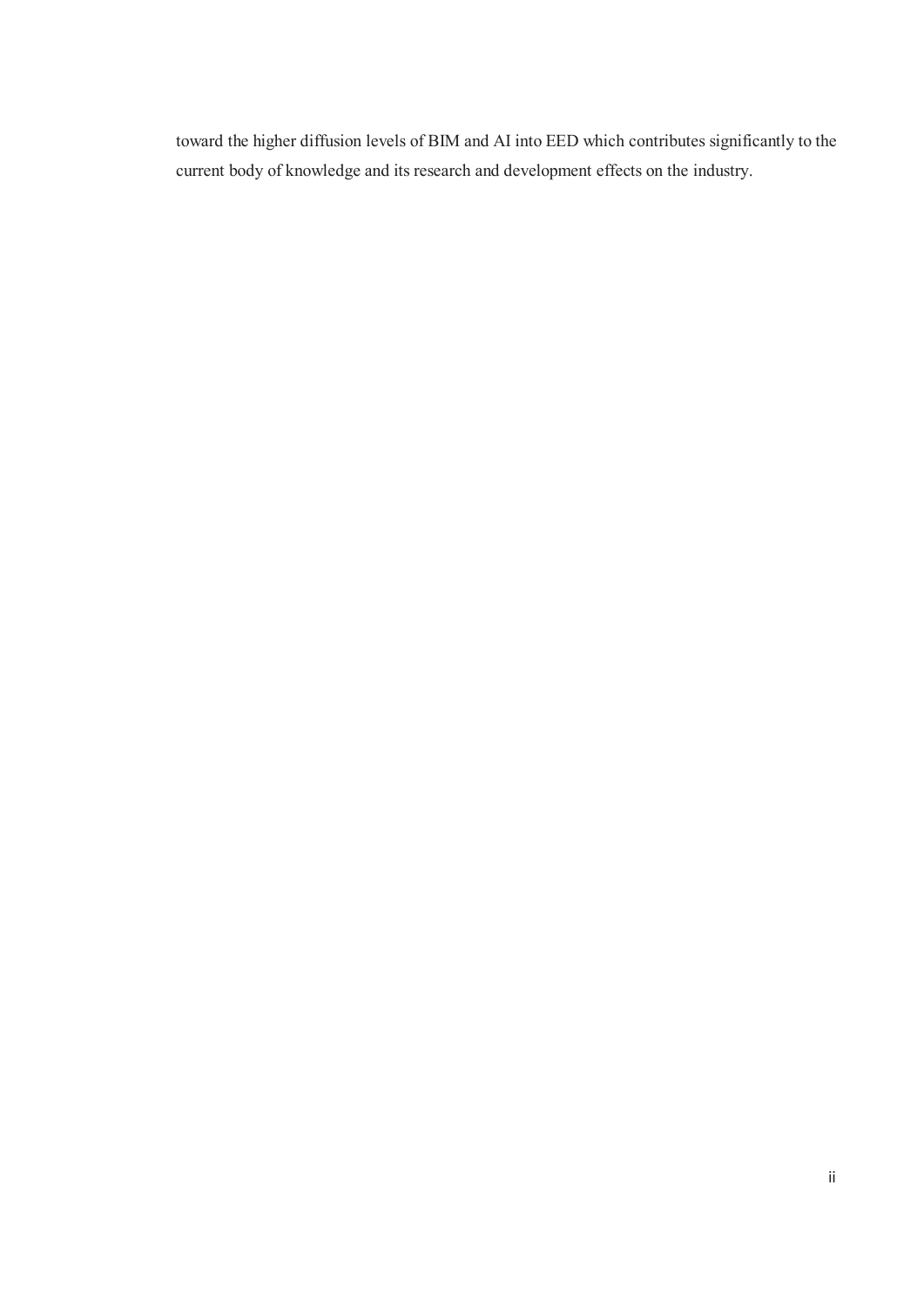toward the higher diffusion levels of BIM and AI into EED which contributes significantly to the current body of knowledge and its research and development effects on the industry.